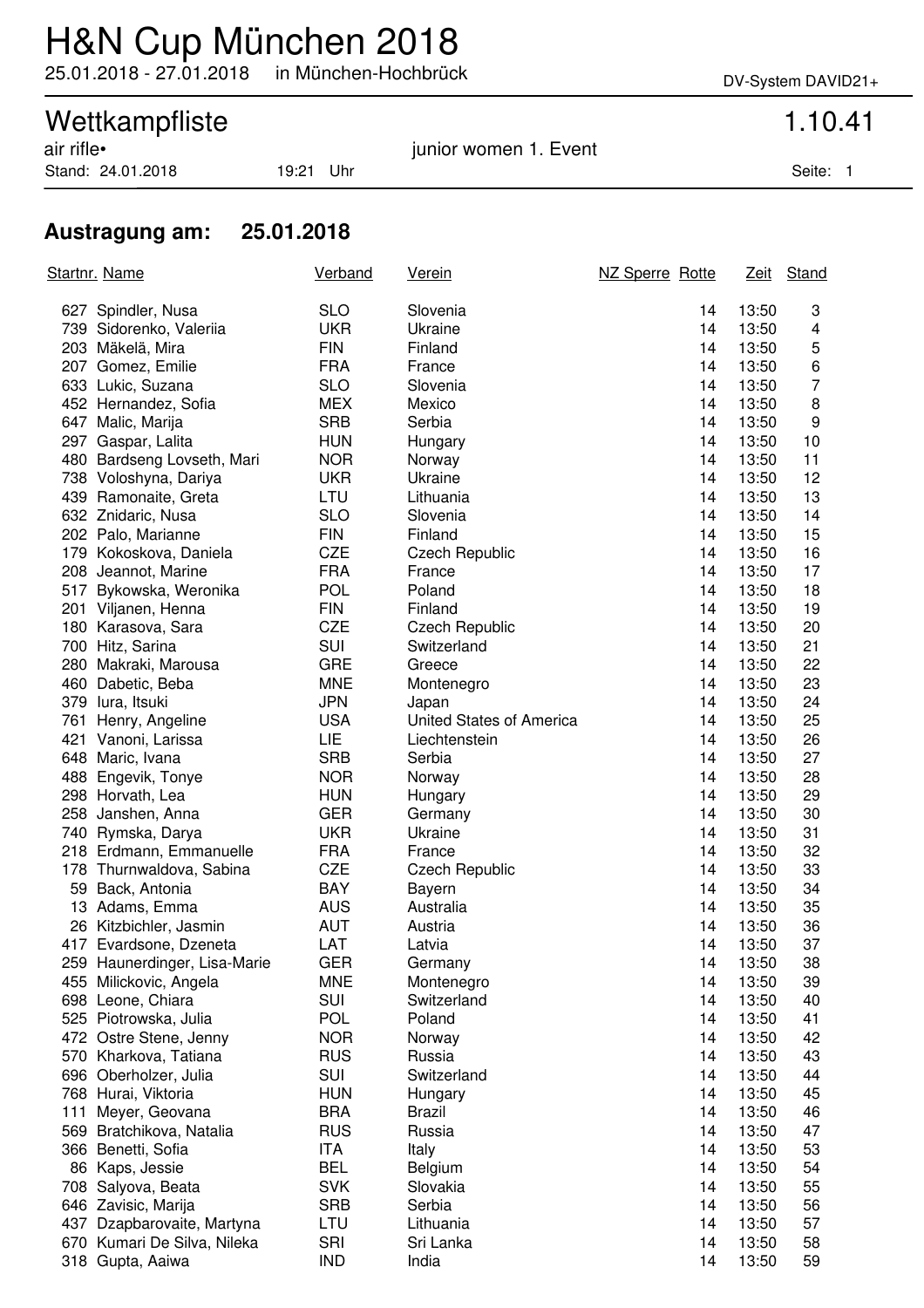# H&N Cup München 2018

25.01.2018 - 27.01.2018 in München-Hochbrück

DV-System DAVID21+

## Wettkampfliste 1.10.41

air rifle• junior women 1. Event

Stand: 24.01.2018 19:21 Uhr

### Austragung am: 25.01.2018

| Startnr. | Name | Verband | Verein | NZ Sperre | Rotte | Zeit | Stand |
|---|---|---|---|---|---|---|---|
| 627 | Spindler, Nusa | SLO | Slovenia | | 14 | 13:50 | 3 |
| 739 | Sidorenko, Valeriia | UKR | Ukraine | | 14 | 13:50 | 4 |
| 203 | Mäkelä, Mira | FIN | Finland | | 14 | 13:50 | 5 |
| 207 | Gomez, Emilie | FRA | France | | 14 | 13:50 | 6 |
| 633 | Lukic, Suzana | SLO | Slovenia | | 14 | 13:50 | 7 |
| 452 | Hernandez, Sofia | MEX | Mexico | | 14 | 13:50 | 8 |
| 647 | Malic, Marija | SRB | Serbia | | 14 | 13:50 | 9 |
| 297 | Gaspar, Lalita | HUN | Hungary | | 14 | 13:50 | 10 |
| 480 | Bardseng Lovseth, Mari | NOR | Norway | | 14 | 13:50 | 11 |
| 738 | Voloshyna, Dariya | UKR | Ukraine | | 14 | 13:50 | 12 |
| 439 | Ramonaite, Greta | LTU | Lithuania | | 14 | 13:50 | 13 |
| 632 | Znidaric, Nusa | SLO | Slovenia | | 14 | 13:50 | 14 |
| 202 | Palo, Marianne | FIN | Finland | | 14 | 13:50 | 15 |
| 179 | Kokoskova, Daniela | CZE | Czech Republic | | 14 | 13:50 | 16 |
| 208 | Jeannot, Marine | FRA | France | | 14 | 13:50 | 17 |
| 517 | Bykowska, Weronika | POL | Poland | | 14 | 13:50 | 18 |
| 201 | Viljanen, Henna | FIN | Finland | | 14 | 13:50 | 19 |
| 180 | Karasova, Sara | CZE | Czech Republic | | 14 | 13:50 | 20 |
| 700 | Hitz, Sarina | SUI | Switzerland | | 14 | 13:50 | 21 |
| 280 | Makraki, Marousa | GRE | Greece | | 14 | 13:50 | 22 |
| 460 | Dabetic, Beba | MNE | Montenegro | | 14 | 13:50 | 23 |
| 379 | Iura, Itsuki | JPN | Japan | | 14 | 13:50 | 24 |
| 761 | Henry, Angeline | USA | United States of America | | 14 | 13:50 | 25 |
| 421 | Vanoni, Larissa | LIE | Liechtenstein | | 14 | 13:50 | 26 |
| 648 | Maric, Ivana | SRB | Serbia | | 14 | 13:50 | 27 |
| 488 | Engevik, Tonye | NOR | Norway | | 14 | 13:50 | 28 |
| 298 | Horvath, Lea | HUN | Hungary | | 14 | 13:50 | 29 |
| 258 | Janshen, Anna | GER | Germany | | 14 | 13:50 | 30 |
| 740 | Rymska, Darya | UKR | Ukraine | | 14 | 13:50 | 31 |
| 218 | Erdmann, Emmanuelle | FRA | France | | 14 | 13:50 | 32 |
| 178 | Thurnwaldova, Sabina | CZE | Czech Republic | | 14 | 13:50 | 33 |
| 59 | Back, Antonia | BAY | Bayern | | 14 | 13:50 | 34 |
| 13 | Adams, Emma | AUS | Australia | | 14 | 13:50 | 35 |
| 26 | Kitzbichler, Jasmin | AUT | Austria | | 14 | 13:50 | 36 |
| 417 | Evardsone, Dzeneta | LAT | Latvia | | 14 | 13:50 | 37 |
| 259 | Haunerdinger, Lisa-Marie | GER | Germany | | 14 | 13:50 | 38 |
| 455 | Milickovic, Angela | MNE | Montenegro | | 14 | 13:50 | 39 |
| 698 | Leone, Chiara | SUI | Switzerland | | 14 | 13:50 | 40 |
| 525 | Piotrowska, Julia | POL | Poland | | 14 | 13:50 | 41 |
| 472 | Ostre Stene, Jenny | NOR | Norway | | 14 | 13:50 | 42 |
| 570 | Kharkova, Tatiana | RUS | Russia | | 14 | 13:50 | 43 |
| 696 | Oberholzer, Julia | SUI | Switzerland | | 14 | 13:50 | 44 |
| 768 | Hurai, Viktoria | HUN | Hungary | | 14 | 13:50 | 45 |
| 111 | Meyer, Geovana | BRA | Brazil | | 14 | 13:50 | 46 |
| 569 | Bratchikova, Natalia | RUS | Russia | | 14 | 13:50 | 47 |
| 366 | Benetti, Sofia | ITA | Italy | | 14 | 13:50 | 53 |
| 86 | Kaps, Jessie | BEL | Belgium | | 14 | 13:50 | 54 |
| 708 | Salyova, Beata | SVK | Slovakia | | 14 | 13:50 | 55 |
| 646 | Zavisic, Marija | SRB | Serbia | | 14 | 13:50 | 56 |
| 437 | Dzapbarovaite, Martyna | LTU | Lithuania | | 14 | 13:50 | 57 |
| 670 | Kumari De Silva, Nileka | SRI | Sri Lanka | | 14 | 13:50 | 58 |
| 318 | Gupta, Aaiwa | IND | India | | 14 | 13:50 | 59 |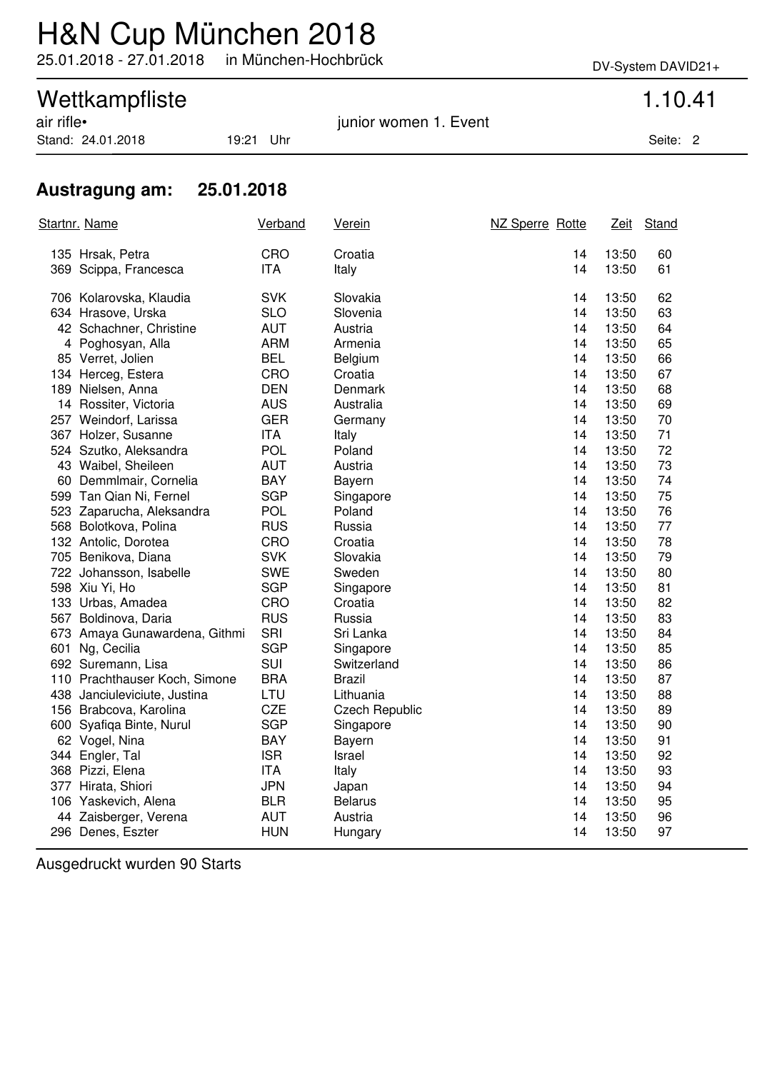# H&N Cup München 2018

25.01.2018 - 27.01.2018 in München-Hochbrück

DV-System DAVID21+

## Wettkampfliste

1.10.41

air rifle• junior women 1. Event

Stand: 24.01.2018 19:21 Uhr

### Austragung am: 25.01.2018

| Startnr. | Name | Verband | Verein | NZ Sperre | Rotte | Zeit | Stand |
|---|---|---|---|---|---|---|---|
| 135 | Hrsak, Petra | CRO | Croatia | | 14 | 13:50 | 60 |
| 369 | Scippa, Francesca | ITA | Italy | | 14 | 13:50 | 61 |
| 706 | Kolarovska, Klaudia | SVK | Slovakia | | 14 | 13:50 | 62 |
| 634 | Hrasove, Urska | SLO | Slovenia | | 14 | 13:50 | 63 |
| 42 | Schachner, Christine | AUT | Austria | | 14 | 13:50 | 64 |
| 4 | Poghosyan, Alla | ARM | Armenia | | 14 | 13:50 | 65 |
| 85 | Verret, Jolien | BEL | Belgium | | 14 | 13:50 | 66 |
| 134 | Herceg, Estera | CRO | Croatia | | 14 | 13:50 | 67 |
| 189 | Nielsen, Anna | DEN | Denmark | | 14 | 13:50 | 68 |
| 14 | Rossiter, Victoria | AUS | Australia | | 14 | 13:50 | 69 |
| 257 | Weindorf, Larissa | GER | Germany | | 14 | 13:50 | 70 |
| 367 | Holzer, Susanne | ITA | Italy | | 14 | 13:50 | 71 |
| 524 | Szutko, Aleksandra | POL | Poland | | 14 | 13:50 | 72 |
| 43 | Waibel, Sheileen | AUT | Austria | | 14 | 13:50 | 73 |
| 60 | Demmlmair, Cornelia | BAY | Bayern | | 14 | 13:50 | 74 |
| 599 | Tan Qian Ni, Fernel | SGP | Singapore | | 14 | 13:50 | 75 |
| 523 | Zaparucha, Aleksandra | POL | Poland | | 14 | 13:50 | 76 |
| 568 | Bolotkova, Polina | RUS | Russia | | 14 | 13:50 | 77 |
| 132 | Antolic, Dorotea | CRO | Croatia | | 14 | 13:50 | 78 |
| 705 | Benikova, Diana | SVK | Slovakia | | 14 | 13:50 | 79 |
| 722 | Johansson, Isabelle | SWE | Sweden | | 14 | 13:50 | 80 |
| 598 | Xiu Yi, Ho | SGP | Singapore | | 14 | 13:50 | 81 |
| 133 | Urbas, Amadea | CRO | Croatia | | 14 | 13:50 | 82 |
| 567 | Boldinova, Daria | RUS | Russia | | 14 | 13:50 | 83 |
| 673 | Amaya Gunawardena, Githmi | SRI | Sri Lanka | | 14 | 13:50 | 84 |
| 601 | Ng, Cecilia | SGP | Singapore | | 14 | 13:50 | 85 |
| 692 | Suremann, Lisa | SUI | Switzerland | | 14 | 13:50 | 86 |
| 110 | Prachthauser Koch, Simone | BRA | Brazil | | 14 | 13:50 | 87 |
| 438 | Janciuleviciute, Justina | LTU | Lithuania | | 14 | 13:50 | 88 |
| 156 | Brabcova, Karolina | CZE | Czech Republic | | 14 | 13:50 | 89 |
| 600 | Syafiqa Binte, Nurul | SGP | Singapore | | 14 | 13:50 | 90 |
| 62 | Vogel, Nina | BAY | Bayern | | 14 | 13:50 | 91 |
| 344 | Engler, Tal | ISR | Israel | | 14 | 13:50 | 92 |
| 368 | Pizzi, Elena | ITA | Italy | | 14 | 13:50 | 93 |
| 377 | Hirata, Shiori | JPN | Japan | | 14 | 13:50 | 94 |
| 106 | Yaskevich, Alena | BLR | Belarus | | 14 | 13:50 | 95 |
| 44 | Zaisberger, Verena | AUT | Austria | | 14 | 13:50 | 96 |
| 296 | Denes, Eszter | HUN | Hungary | | 14 | 13:50 | 97 |

Ausgedruckt wurden 90 Starts